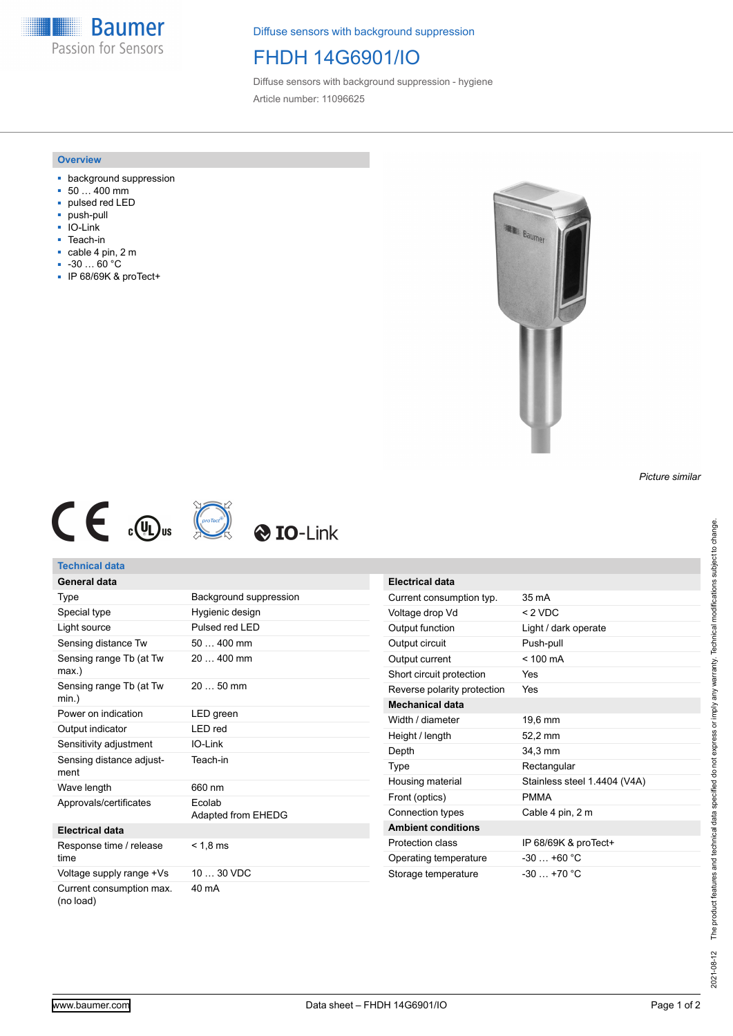Diffuse sensors with background suppression

# FHDH 14G6901/IO

Diffuse sensors with background suppression - hygiene

Article number: 11096625

## Overview

- background suppression
- 50 … 400 mm
- pulsed red LED
- push-pull
- IO-Link
- Teach-in
- cable 4 pin, 2 m
- -30 … 60 °C
- IP 68/69K & proTect+

*Picture similar*

## Technical data

### General data

| | |
|---|---|
| Type | Background suppression |
| Special type | Hygienic design |
| Light source | Pulsed red LED |
| Sensing distance Tw | 50 … 400 mm |
| Sensing range Tb (at Tw max.) | 20 … 400 mm |
| Sensing range Tb (at Tw min.) | 20 … 50 mm |
| Power on indication | LED green |
| Output indicator | LED red |
| Sensitivity adjustment | IO-Link |
| Sensing distance adjustment | Teach-in |
| Wave length | 660 nm |
| Approvals/certificates | Ecolab<br>Adapted from EHEDG |

### Electrical data

| | |
|---|---|
| Response time / release time | < 1,8 ms |
| Voltage supply range +Vs | 10 … 30 VDC |
| Current consumption max. (no load) | 40 mA |
| Current consumption typ. | 35 mA |
| Voltage drop Vd | < 2 VDC |
| Output function | Light / dark operate |
| Output circuit | Push-pull |
| Output current | < 100 mA |
| Short circuit protection | Yes |
| Reverse polarity protection | Yes |

### Mechanical data

| | |
|---|---|
| Width / diameter | 19,6 mm |
| Height / length | 52,2 mm |
| Depth | 34,3 mm |
| Type | Rectangular |
| Housing material | Stainless steel 1.4404 (V4A) |
| Front (optics) | PMMA |
| Connection types | Cable 4 pin, 2 m |

### Ambient conditions

| | |
|---|---|
| Protection class | IP 68/69K & proTect+ |
| Operating temperature | -30 … +60 °C |
| Storage temperature | -30 … +70 °C |

2021-08-12 The product features and technical data specified do not express or imply any warranty. Technical modifications subject to change.

www.baumer.com Data sheet – FHDH 14G6901/IO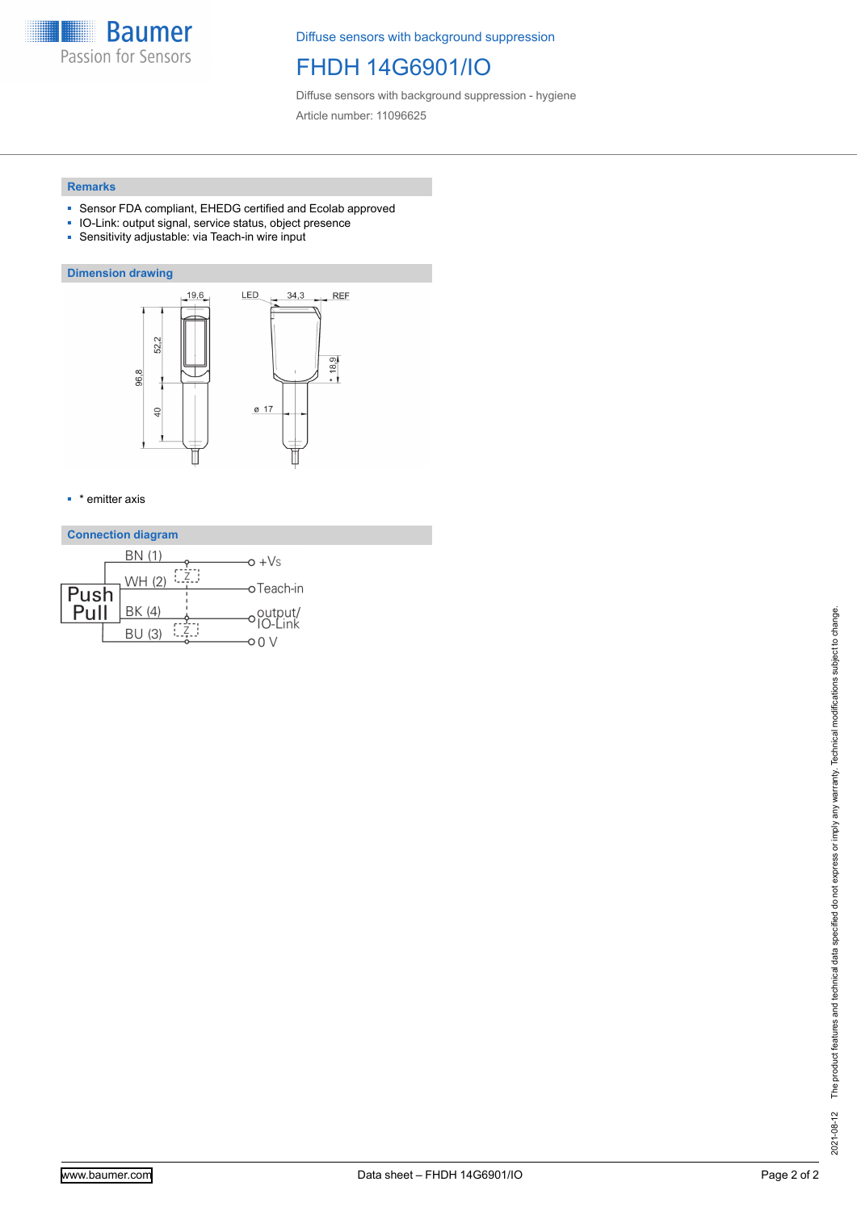Diffuse sensors with background suppression

# FHDH 14G6901/IO

Diffuse sensors with background suppression - hygiene

Article number: 11096625

## Remarks

- Sensor FDA compliant, EHEDG certified and Ecolab approved
- IO-Link: output signal, service status, object presence
- Sensitivity adjustable: via Teach-in wire input

## Dimension drawing

19,6
LED
34,3
REF
96,8
52,2
40
* 18,9
ø 17

- * emitter axis

## Connection diagram

Push Pull

BN (1)
+Vs
WH (2)
Teach-in
BK (4)
output/ IO-Link
BU (3)
0 V
Z
Z

2021-08-12 The product features and technical data specified do not express or imply any warranty. Technical modifications subject to change.

www.baumer.com Data sheet – FHDH 14G6901/IO